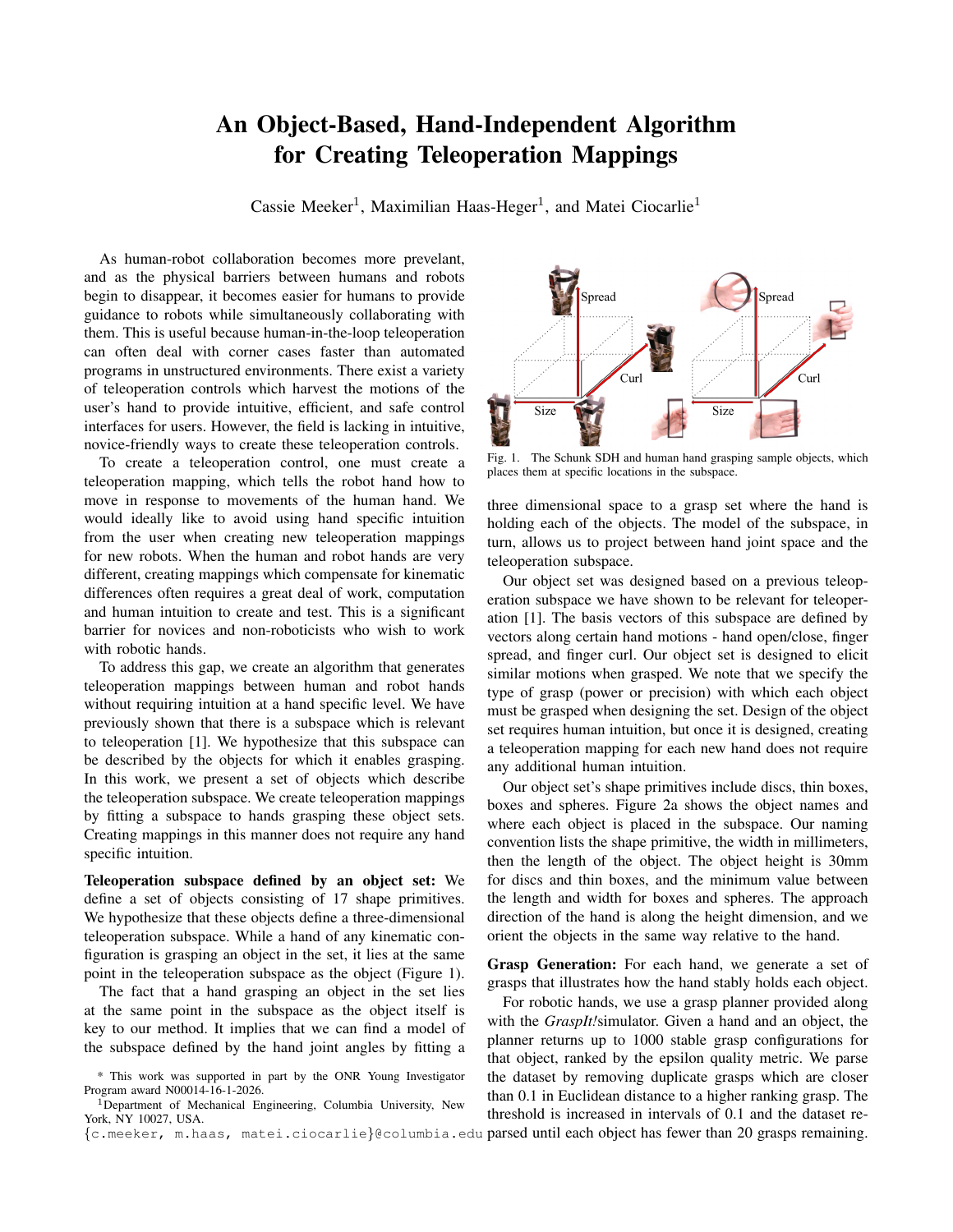# An Object-Based, Hand-Independent Algorithm for Creating Teleoperation Mappings

Cassie Meeker[1], Maximilian Haas-Heger[1], and Matei Ciocarlie[1]

As human-robot collaboration becomes more prevelant, and as the physical barriers between humans and robots begin to disappear, it becomes easier for humans to provide guidance to robots while simultaneously collaborating with them. This is useful because human-in-the-loop teleoperation can often deal with corner cases faster than automated programs in unstructured environments. There exist a variety of teleoperation controls which harvest the motions of the user's hand to provide intuitive, efficient, and safe control interfaces for users. However, the field is lacking in intuitive, novice-friendly ways to create these teleoperation controls.

To create a teleoperation control, one must create a teleoperation mapping, which tells the robot hand how to move in response to movements of the human hand. We would ideally like to avoid using hand specific intuition from the user when creating new teleoperation mappings for new robots. When the human and robot hands are very different, creating mappings which compensate for kinematic differences often requires a great deal of work, computation and human intuition to create and test. This is a significant barrier for novices and non-roboticists who wish to work with robotic hands.

To address this gap, we create an algorithm that generates teleoperation mappings between human and robot hands without requiring intuition at a hand specific level. We have previously shown that there is a subspace which is relevant to teleoperation [1]. We hypothesize that this subspace can be described by the objects for which it enables grasping. In this work, we present a set of objects which describe the teleoperation subspace. We create teleoperation mappings by fitting a subspace to hands grasping these object sets. Creating mappings in this manner does not require any hand specific intuition.

**Teleoperation subspace defined by an object set:** We define a set of objects consisting of 17 shape primitives. We hypothesize that these objects define a three-dimensional teleoperation subspace. While a hand of any kinematic configuration is grasping an object in the set, it lies at the same point in the teleoperation subspace as the object (Figure 1).

The fact that a hand grasping an object in the set lies at the same point in the subspace as the object itself is key to our method. It implies that we can find a model of the subspace defined by the hand joint angles by fitting a three dimensional space to a grasp set where the hand is holding each of the objects. The model of the subspace, in turn, allows us to project between hand joint space and the teleoperation subspace.

Fig. 1. The Schunk SDH and human hand grasping sample objects, which places them at specific locations in the subspace.

Our object set was designed based on a previous teleoperation subspace we have shown to be relevant for teleoperation [1]. The basis vectors of this subspace are defined by vectors along certain hand motions - hand open/close, finger spread, and finger curl. Our object set is designed to elicit similar motions when grasped. We note that we specify the type of grasp (power or precision) with which each object must be grasped when designing the set. Design of the object set requires human intuition, but once it is designed, creating a teleoperation mapping for each new hand does not require any additional human intuition.

Our object set's shape primitives include discs, thin boxes, boxes and spheres. Figure 2a shows the object names and where each object is placed in the subspace. Our naming convention lists the shape primitive, the width in millimeters, then the length of the object. The object height is 30mm for discs and thin boxes, and the minimum value between the length and width for boxes and spheres. The approach direction of the hand is along the height dimension, and we orient the objects in the same way relative to the hand.

**Grasp Generation:** For each hand, we generate a set of grasps that illustrates how the hand stably holds each object.

For robotic hands, we use a grasp planner provided along with the *GraspIt!* simulator. Given a hand and an object, the planner returns up to 1000 stable grasp configurations for that object, ranked by the epsilon quality metric. We parse the dataset by removing duplicate grasps which are closer than 0.1 in Euclidean distance to a higher ranking grasp. The threshold is increased in intervals of 0.1 and the dataset reparsed until each object has fewer than 20 grasps remaining.

\* This work was supported in part by the ONR Young Investigator Program award N00014-16-1-2026.

[1]Department of Mechanical Engineering, Columbia University, New York, NY 10027, USA. {c.meeker, m.haas, matei.ciocarlie}@columbia.edu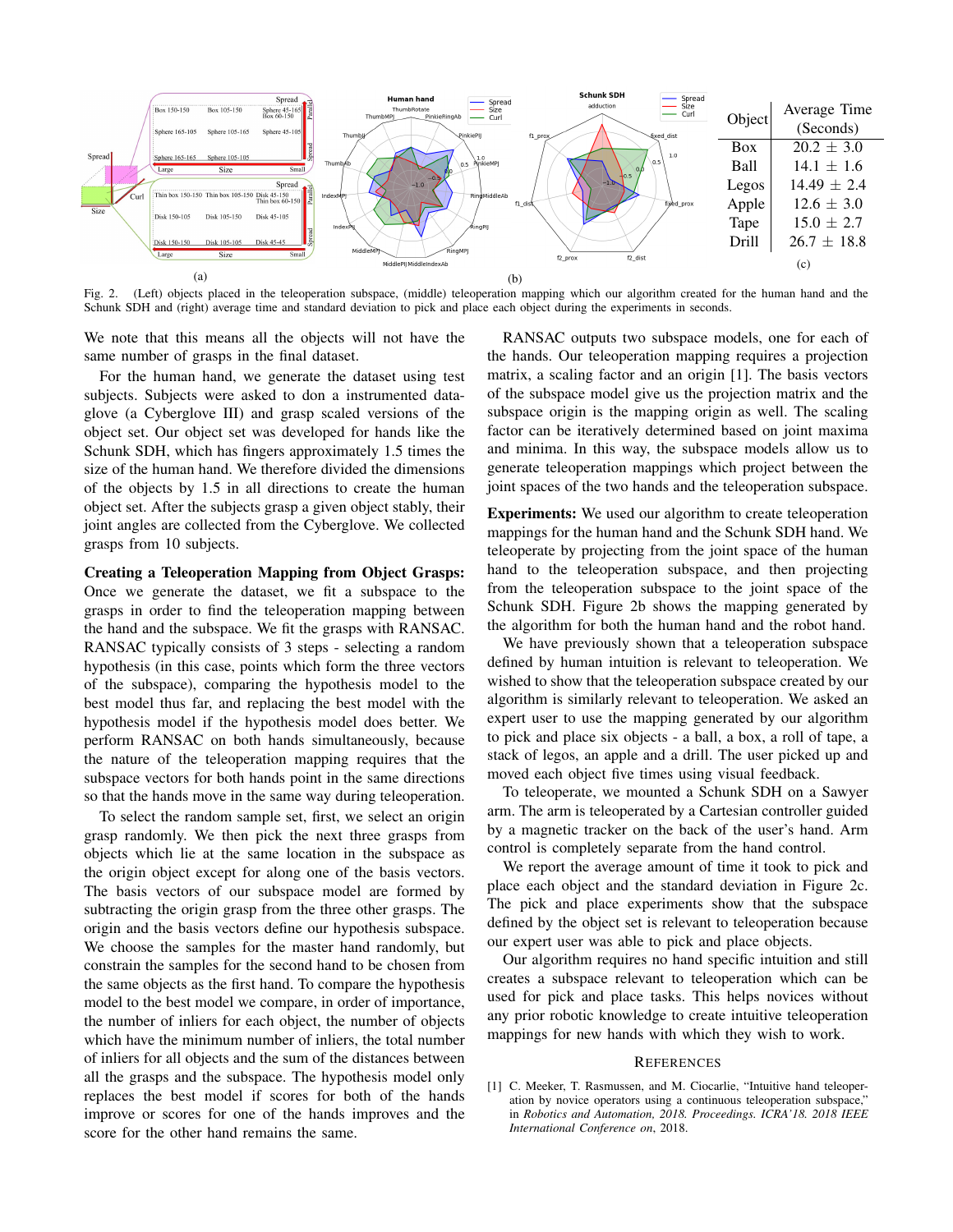| Object | Average Time (Seconds) |
|---|---|
| Box | 20.2 ± 3.0 |
| Ball | 14.1 ± 1.6 |
| Legos | 14.49 ± 2.4 |
| Apple | 12.6 ± 3.0 |
| Tape | 15.0 ± 2.7 |
| Drill | 26.7 ± 18.8 |

Fig. 2. (Left) objects placed in the teleoperation subspace, (middle) teleoperation mapping which our algorithm created for the human hand and the Schunk SDH and (right) average time and standard deviation to pick and place each object during the experiments in seconds.

We note that this means all the objects will not have the same number of grasps in the final dataset.

For the human hand, we generate the dataset using test subjects. Subjects were asked to don a instrumented dataglove (a Cyberglove III) and grasp scaled versions of the object set. Our object set was developed for hands like the Schunk SDH, which has fingers approximately 1.5 times the size of the human hand. We therefore divided the dimensions of the objects by 1.5 in all directions to create the human object set. After the subjects grasp a given object stably, their joint angles are collected from the Cyberglove. We collected grasps from 10 subjects.

**Creating a Teleoperation Mapping from Object Grasps:** Once we generate the dataset, we fit a subspace to the grasps in order to find the teleoperation mapping between the hand and the subspace. We fit the grasps with RANSAC. RANSAC typically consists of 3 steps - selecting a random hypothesis (in this case, points which form the three vectors of the subspace), comparing the hypothesis model to the best model thus far, and replacing the best model with the hypothesis model if the hypothesis model does better. We perform RANSAC on both hands simultaneously, because the nature of the teleoperation mapping requires that the subspace vectors for both hands point in the same directions so that the hands move in the same way during teleoperation.

To select the random sample set, first, we select an origin grasp randomly. We then pick the next three grasps from objects which lie at the same location in the subspace as the origin object except for along one of the basis vectors. The basis vectors of our subspace model are formed by subtracting the origin grasp from the three other grasps. The origin and the basis vectors define our hypothesis subspace. We choose the samples for the master hand randomly, but constrain the samples for the second hand to be chosen from the same objects as the first hand. To compare the hypothesis model to the best model we compare, in order of importance, the number of inliers for each object, the number of objects which have the minimum number of inliers, the total number of inliers for all objects and the sum of the distances between all the grasps and the subspace. The hypothesis model only replaces the best model if scores for both of the hands improve or scores for one of the hands improves and the score for the other hand remains the same.

RANSAC outputs two subspace models, one for each of the hands. Our teleoperation mapping requires a projection matrix, a scaling factor and an origin [1]. The basis vectors of the subspace model give us the projection matrix and the subspace origin is the mapping origin as well. The scaling factor can be iteratively determined based on joint maxima and minima. In this way, the subspace models allow us to generate teleoperation mappings which project between the joint spaces of the two hands and the teleoperation subspace.

**Experiments:** We used our algorithm to create teleoperation mappings for the human hand and the Schunk SDH hand. We teleoperate by projecting from the joint space of the human hand to the teleoperation subspace, and then projecting from the teleoperation subspace to the joint space of the Schunk SDH. Figure 2b shows the mapping generated by the algorithm for both the human hand and the robot hand.

We have previously shown that a teleoperation subspace defined by human intuition is relevant to teleoperation. We wished to show that the teleoperation subspace created by our algorithm is similarly relevant to teleoperation. We asked an expert user to use the mapping generated by our algorithm to pick and place six objects - a ball, a box, a roll of tape, a stack of legos, an apple and a drill. The user picked up and moved each object five times using visual feedback.

To teleoperate, we mounted a Schunk SDH on a Sawyer arm. The arm is teleoperated by a Cartesian controller guided by a magnetic tracker on the back of the user's hand. Arm control is completely separate from the hand control.

We report the average amount of time it took to pick and place each object and the standard deviation in Figure 2c. The pick and place experiments show that the subspace defined by the object set is relevant to teleoperation because our expert user was able to pick and place objects.

Our algorithm requires no hand specific intuition and still creates a subspace relevant to teleoperation which can be used for pick and place tasks. This helps novices without any prior robotic knowledge to create intuitive teleoperation mappings for new hands with which they wish to work.

## References

[1] C. Meeker, T. Rasmussen, and M. Ciocarlie, "Intuitive hand teleoperation by novice operators using a continuous teleoperation subspace," in *Robotics and Automation, 2018. Proceedings. ICRA'18. 2018 IEEE International Conference on*, 2018.